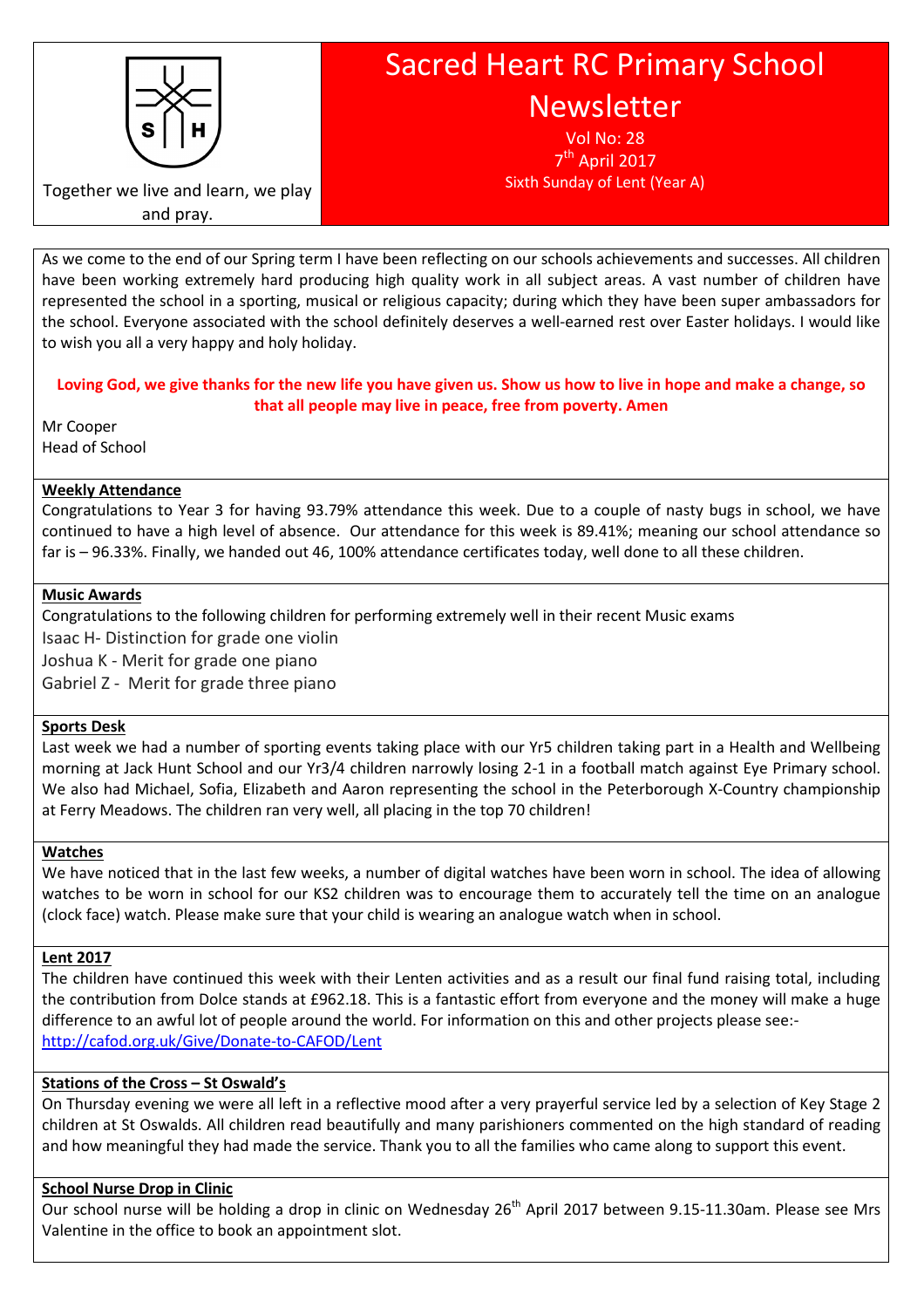Together we live and learn, we play and pray.

# Sacred Heart RC Primary School Newsletter

Vol No: 28
7th April 2017
Sixth Sunday of Lent (Year A)

As we come to the end of our Spring term I have been reflecting on our schools achievements and successes. All children have been working extremely hard producing high quality work in all subject areas. A vast number of children have represented the school in a sporting, musical or religious capacity; during which they have been super ambassadors for the school. Everyone associated with the school definitely deserves a well-earned rest over Easter holidays. I would like to wish you all a very happy and holy holiday.

**Loving God, we give thanks for the new life you have given us. Show us how to live in hope and make a change, so that all people may live in peace, free from poverty. Amen**

Mr Cooper
Head of School

## Weekly Attendance

Congratulations to Year 3 for having 93.79% attendance this week. Due to a couple of nasty bugs in school, we have continued to have a high level of absence. Our attendance for this week is 89.41%; meaning our school attendance so far is – 96.33%. Finally, we handed out 46, 100% attendance certificates today, well done to all these children.

## Music Awards

Congratulations to the following children for performing extremely well in their recent Music exams

Isaac H- Distinction for grade one violin
Joshua K - Merit for grade one piano
Gabriel Z - Merit for grade three piano

## Sports Desk

Last week we had a number of sporting events taking place with our Yr5 children taking part in a Health and Wellbeing morning at Jack Hunt School and our Yr3/4 children narrowly losing 2-1 in a football match against Eye Primary school. We also had Michael, Sofia, Elizabeth and Aaron representing the school in the Peterborough X-Country championship at Ferry Meadows. The children ran very well, all placing in the top 70 children!

## Watches

We have noticed that in the last few weeks, a number of digital watches have been worn in school. The idea of allowing watches to be worn in school for our KS2 children was to encourage them to accurately tell the time on an analogue (clock face) watch. Please make sure that your child is wearing an analogue watch when in school.

## Lent 2017

The children have continued this week with their Lenten activities and as a result our final fund raising total, including the contribution from Dolce stands at £962.18. This is a fantastic effort from everyone and the money will make a huge difference to an awful lot of people around the world. For information on this and other projects please see:-
http://cafod.org.uk/Give/Donate-to-CAFOD/Lent

## Stations of the Cross – St Oswald's

On Thursday evening we were all left in a reflective mood after a very prayerful service led by a selection of Key Stage 2 children at St Oswalds. All children read beautifully and many parishioners commented on the high standard of reading and how meaningful they had made the service. Thank you to all the families who came along to support this event.

## School Nurse Drop in Clinic

Our school nurse will be holding a drop in clinic on Wednesday 26th April 2017 between 9.15-11.30am. Please see Mrs Valentine in the office to book an appointment slot.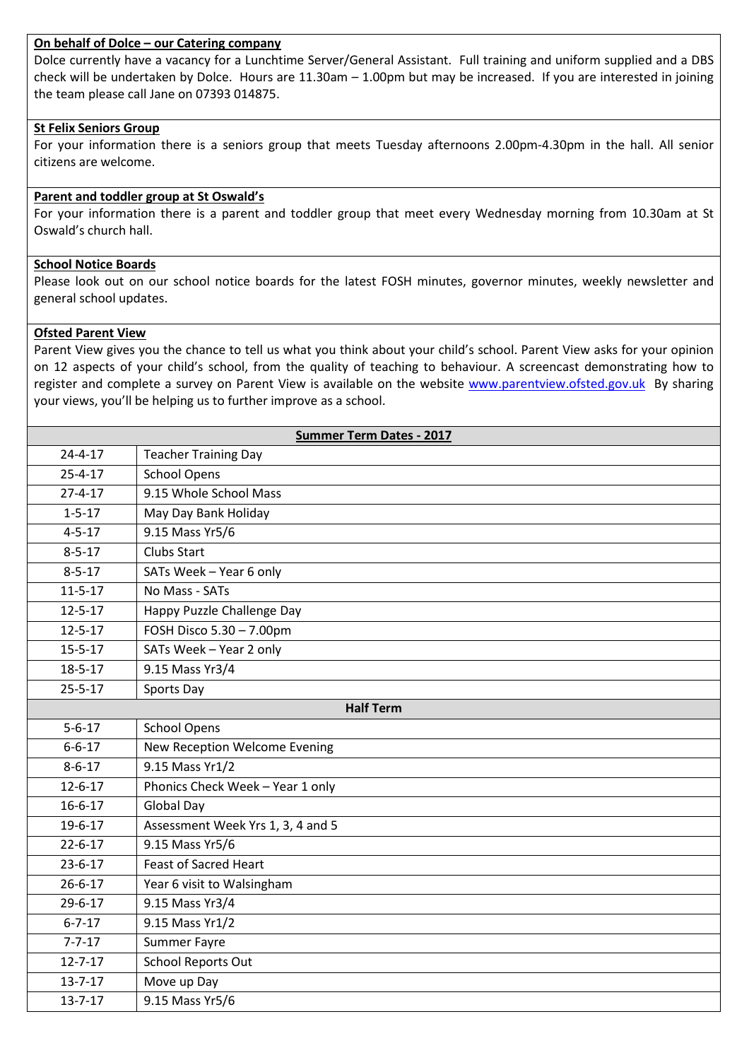**On behalf of Dolce – our Catering company**

Dolce currently have a vacancy for a Lunchtime Server/General Assistant. Full training and uniform supplied and a DBS check will be undertaken by Dolce. Hours are 11.30am – 1.00pm but may be increased. If you are interested in joining the team please call Jane on 07393 014875.

**St Felix Seniors Group**

For your information there is a seniors group that meets Tuesday afternoons 2.00pm-4.30pm in the hall. All senior citizens are welcome.

**Parent and toddler group at St Oswald's**

For your information there is a parent and toddler group that meet every Wednesday morning from 10.30am at St Oswald's church hall.

**School Notice Boards**

Please look out on our school notice boards for the latest FOSH minutes, governor minutes, weekly newsletter and general school updates.

**Ofsted Parent View**

Parent View gives you the chance to tell us what you think about your child's school. Parent View asks for your opinion on 12 aspects of your child's school, from the quality of teaching to behaviour. A screencast demonstrating how to register and complete a survey on Parent View is available on the website www.parentview.ofsted.gov.uk By sharing your views, you'll be helping us to further improve as a school.

| **Summer Term Dates - 2017** | |
|---|---|
| 24-4-17 | Teacher Training Day |
| 25-4-17 | School Opens |
| 27-4-17 | 9.15 Whole School Mass |
| 1-5-17 | May Day Bank Holiday |
| 4-5-17 | 9.15 Mass Yr5/6 |
| 8-5-17 | Clubs Start |
| 8-5-17 | SATs Week – Year 6 only |
| 11-5-17 | No Mass - SATs |
| 12-5-17 | Happy Puzzle Challenge Day |
| 12-5-17 | FOSH Disco 5.30 – 7.00pm |
| 15-5-17 | SATs Week – Year 2 only |
| 18-5-17 | 9.15 Mass Yr3/4 |
| 25-5-17 | Sports Day |
| **Half Term** | |
| 5-6-17 | School Opens |
| 6-6-17 | New Reception Welcome Evening |
| 8-6-17 | 9.15 Mass Yr1/2 |
| 12-6-17 | Phonics Check Week – Year 1 only |
| 16-6-17 | Global Day |
| 19-6-17 | Assessment Week Yrs 1, 3, 4 and 5 |
| 22-6-17 | 9.15 Mass Yr5/6 |
| 23-6-17 | Feast of Sacred Heart |
| 26-6-17 | Year 6 visit to Walsingham |
| 29-6-17 | 9.15 Mass Yr3/4 |
| 6-7-17 | 9.15 Mass Yr1/2 |
| 7-7-17 | Summer Fayre |
| 12-7-17 | School Reports Out |
| 13-7-17 | Move up Day |
| 13-7-17 | 9.15 Mass Yr5/6 |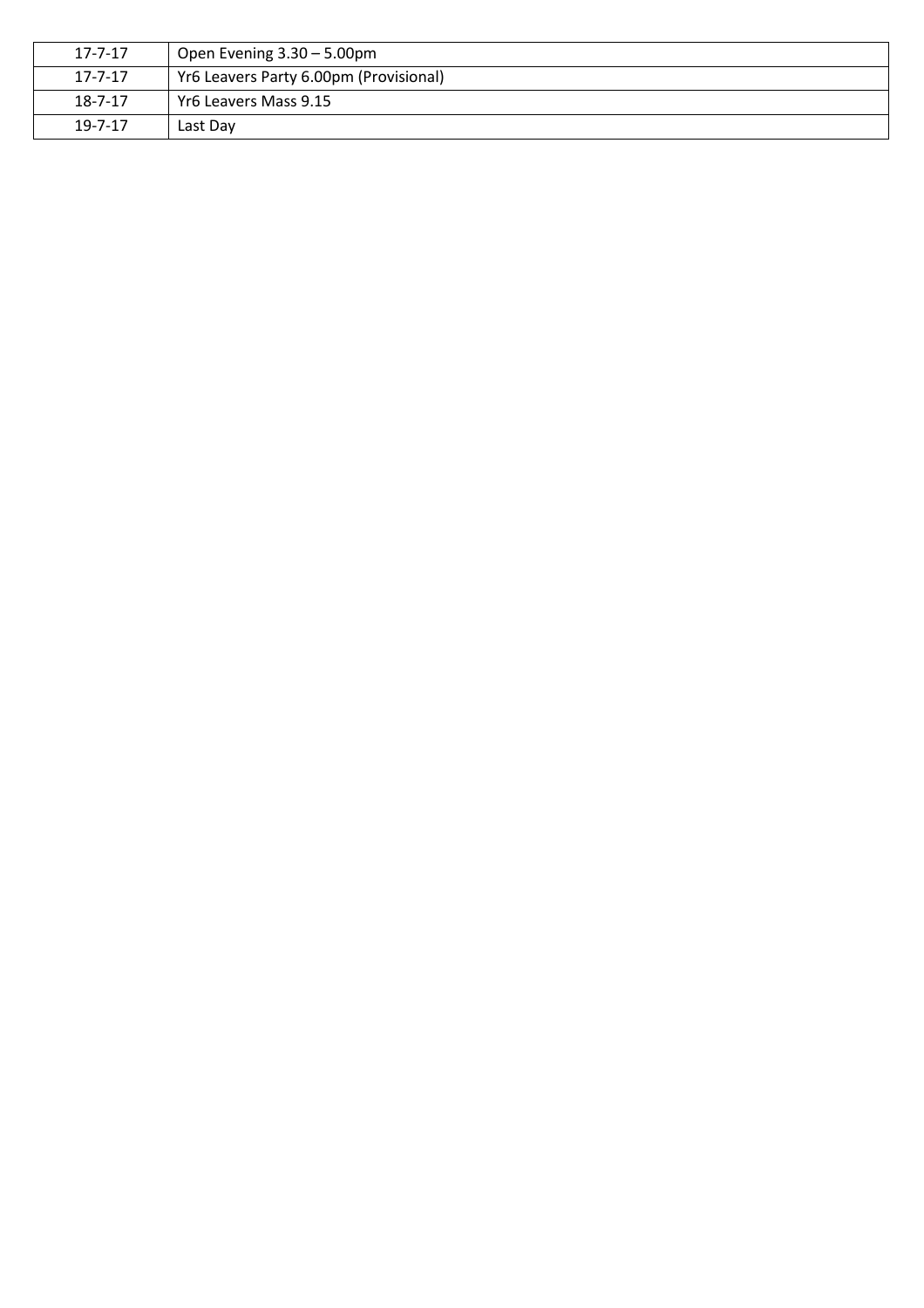| | |
|---|---|
| 17-7-17 | Open Evening 3.30 – 5.00pm |
| 17-7-17 | Yr6 Leavers Party 6.00pm (Provisional) |
| 18-7-17 | Yr6 Leavers Mass 9.15 |
| 19-7-17 | Last Day |